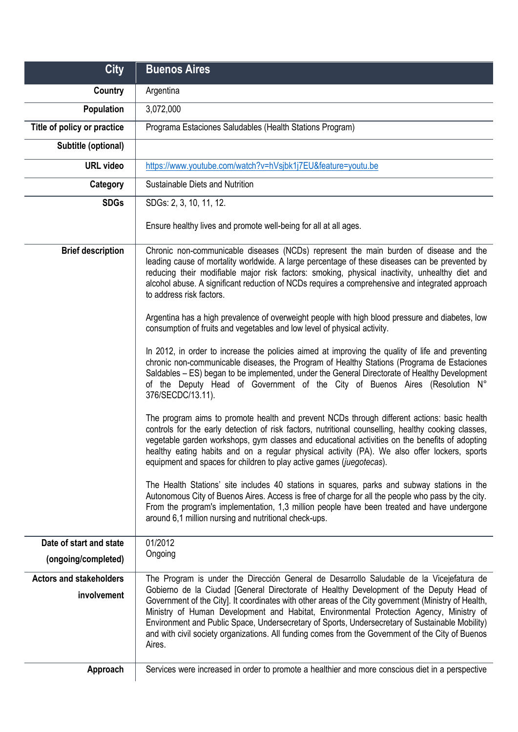| City | Buenos Aires |
|---|---|
| Country | Argentina |
| Population | 3,072,000 |
| Title of policy or practice | Programa Estaciones Saludables (Health Stations Program) |
| Subtitle (optional) | |
| URL video | https://www.youtube.com/watch?v=hVsjbk1j7EU&feature=youtu.be |
| Category | Sustainable Diets and Nutrition |
| SDGs | SDGs: 2, 3, 10, 11, 12.<br><br>Ensure healthy lives and promote well-being for all at all ages. |
| Brief description | Chronic non-communicable diseases (NCDs) represent the main burden of disease and the leading cause of mortality worldwide. A large percentage of these diseases can be prevented by reducing their modifiable major risk factors: smoking, physical inactivity, unhealthy diet and alcohol abuse. A significant reduction of NCDs requires a comprehensive and integrated approach to address risk factors.<br><br>Argentina has a high prevalence of overweight people with high blood pressure and diabetes, low consumption of fruits and vegetables and low level of physical activity.<br><br>In 2012, in order to increase the policies aimed at improving the quality of life and preventing chronic non-communicable diseases, the Program of Healthy Stations (Programa de Estaciones Saldables – ES) began to be implemented, under the General Directorate of Healthy Development of the Deputy Head of Government of the City of Buenos Aires (Resolution N° 376/SECDC/13.11).<br><br>The program aims to promote health and prevent NCDs through different actions: basic health controls for the early detection of risk factors, nutritional counselling, healthy cooking classes, vegetable garden workshops, gym classes and educational activities on the benefits of adopting healthy eating habits and on a regular physical activity (PA). We also offer lockers, sports equipment and spaces for children to play active games (*juegotecas*).<br><br>The Health Stations' site includes 40 stations in squares, parks and subway stations in the Autonomous City of Buenos Aires. Access is free of charge for all the people who pass by the city. From the program's implementation, 1,3 million people have been treated and have undergone around 6,1 million nursing and nutritional check-ups. |
| Date of start and state (ongoing/completed) | 01/2012<br>Ongoing |
| Actors and stakeholders involvement | The Program is under the Dirección General de Desarrollo Saludable de la Vicejefatura de Gobierno de la Ciudad [General Directorate of Healthy Development of the Deputy Head of Government of the City]. It coordinates with other areas of the City government (Ministry of Health, Ministry of Human Development and Habitat, Environmental Protection Agency, Ministry of Environment and Public Space, Undersecretary of Sports, Undersecretary of Sustainable Mobility) and with civil society organizations. All funding comes from the Government of the City of Buenos Aires. |
| Approach | Services were increased in order to promote a healthier and more conscious diet in a perspective |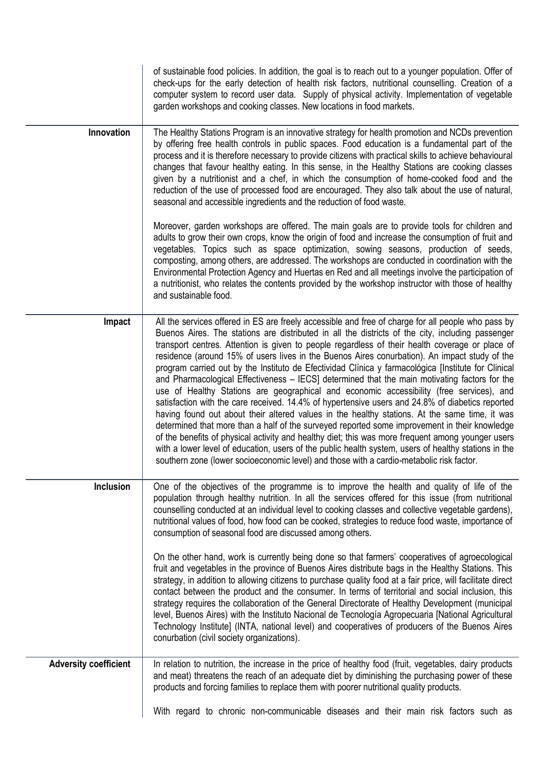| | |
|---|---|
| | of sustainable food policies. In addition, the goal is to reach out to a younger population. Offer of check-ups for the early detection of health risk factors, nutritional counselling. Creation of a computer system to record user data. Supply of physical activity. Implementation of vegetable garden workshops and cooking classes. New locations in food markets. |
| **Innovation** | The Healthy Stations Program is an innovative strategy for health promotion and NCDs prevention by offering free health controls in public spaces. Food education is a fundamental part of the process and it is therefore necessary to provide citizens with practical skills to achieve behavioural changes that favour healthy eating. In this sense, in the Healthy Stations are cooking classes given by a nutritionist and a chef, in which the consumption of home-cooked food and the reduction of the use of processed food are encouraged. They also talk about the use of natural, seasonal and accessible ingredients and the reduction of food waste.<br><br>Moreover, garden workshops are offered. The main goals are to provide tools for children and adults to grow their own crops, know the origin of food and increase the consumption of fruit and vegetables. Topics such as space optimization, sowing seasons, production of seeds, composting, among others, are addressed. The workshops are conducted in coordination with the Environmental Protection Agency and Huertas en Red and all meetings involve the participation of a nutritionist, who relates the contents provided by the workshop instructor with those of healthy and sustainable food. |
| **Impact** | All the services offered in ES are freely accessible and free of charge for all people who pass by Buenos Aires. The stations are distributed in all the districts of the city, including passenger transport centres. Attention is given to people regardless of their health coverage or place of residence (around 15% of users lives in the Buenos Aires conurbation). An impact study of the program carried out by the Instituto de Efectividad Clínica y farmacológica [Institute for Clinical and Pharmacological Effectiveness – IECS] determined that the main motivating factors for the use of Healthy Stations are geographical and economic accessibility (free services), and satisfaction with the care received. 14.4% of hypertensive users and 24.8% of diabetics reported having found out about their altered values in the healthy stations. At the same time, it was determined that more than a half of the surveyed reported some improvement in their knowledge of the benefits of physical activity and healthy diet; this was more frequent among younger users with a lower level of education, users of the public health system, users of healthy stations in the southern zone (lower socioeconomic level) and those with a cardio-metabolic risk factor. |
| **Inclusion** | One of the objectives of the programme is to improve the health and quality of life of the population through healthy nutrition. In all the services offered for this issue (from nutritional counselling conducted at an individual level to cooking classes and collective vegetable gardens), nutritional values of food, how food can be cooked, strategies to reduce food waste, importance of consumption of seasonal food are discussed among others.<br><br>On the other hand, work is currently being done so that farmers' cooperatives of agroecological fruit and vegetables in the province of Buenos Aires distribute bags in the Healthy Stations. This strategy, in addition to allowing citizens to purchase quality food at a fair price, will facilitate direct contact between the product and the consumer. In terms of territorial and social inclusion, this strategy requires the collaboration of the General Directorate of Healthy Development (municipal level, Buenos Aires) with the Instituto Nacional de Tecnología Agropecuaria [National Agricultural Technology Institute] (INTA, national level) and cooperatives of producers of the Buenos Aires conurbation (civil society organizations). |
| **Adversity coefficient** | In relation to nutrition, the increase in the price of healthy food (fruit, vegetables, dairy products and meat) threatens the reach of an adequate diet by diminishing the purchasing power of these products and forcing families to replace them with poorer nutritional quality products.<br><br>With regard to chronic non-communicable diseases and their main risk factors such as |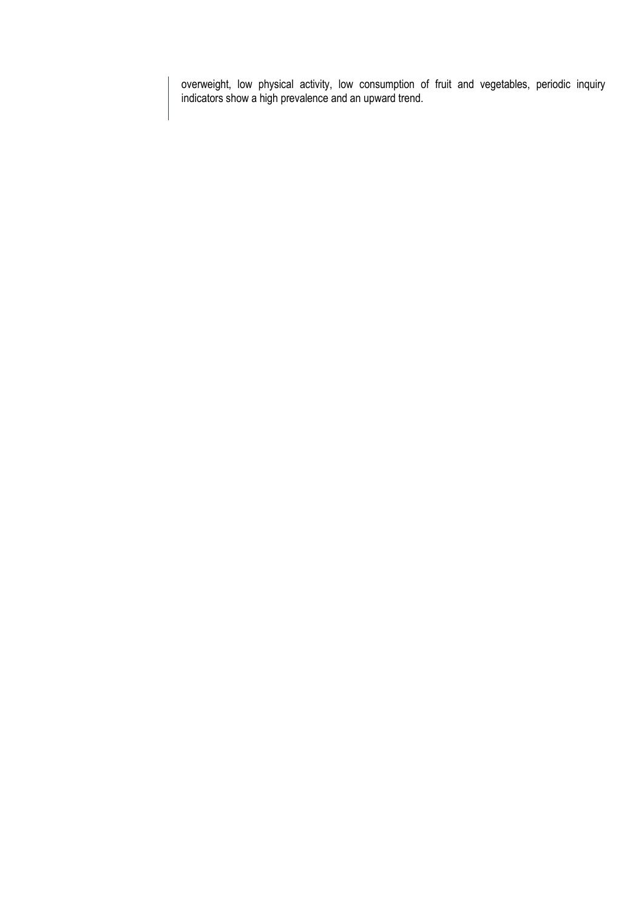overweight, low physical activity, low consumption of fruit and vegetables, periodic inquiry indicators show a high prevalence and an upward trend.